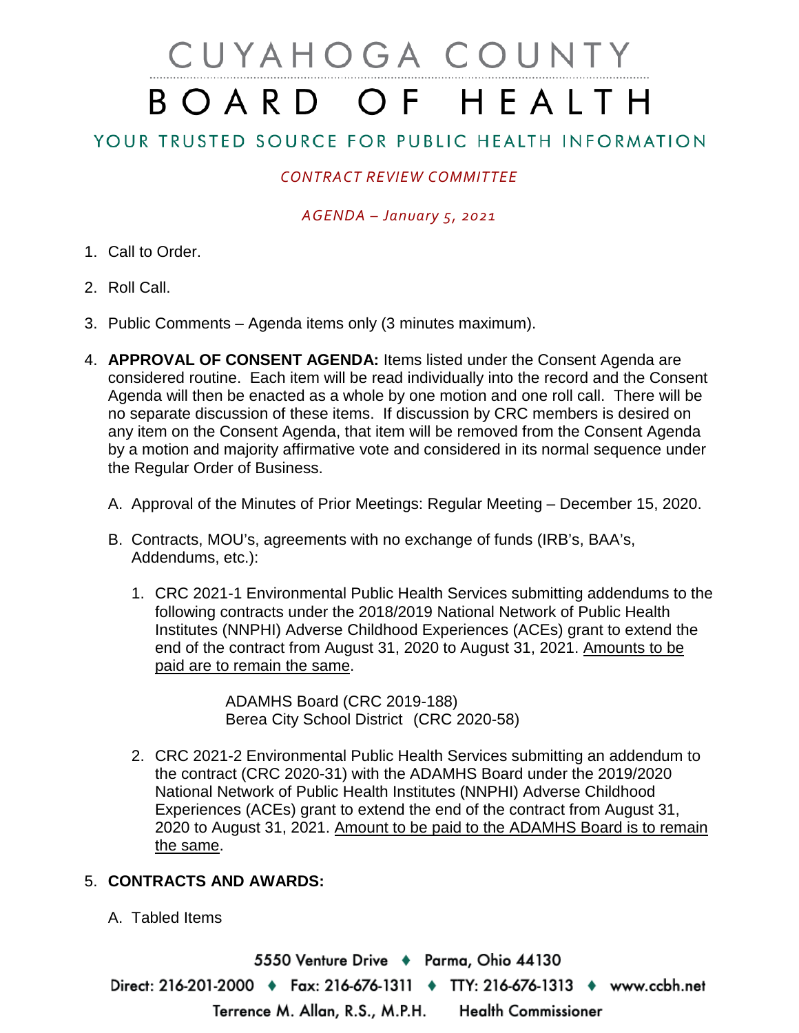# CUYAHOGA COUNTY BOARD OF HEALTH

## YOUR TRUSTED SOURCE FOR PUBLIC HEALTH INFORMATION

*CONTRACT REVIEW COMMITTEE*

*AGENDA – January 5, 2021*

1. Call to Order.

2. Roll Call.

3. Public Comments – Agenda items only (3 minutes maximum).

4. **APPROVAL OF CONSENT AGENDA:** Items listed under the Consent Agenda are considered routine. Each item will be read individually into the record and the Consent Agenda will then be enacted as a whole by one motion and one roll call. There will be no separate discussion of these items. If discussion by CRC members is desired on any item on the Consent Agenda, that item will be removed from the Consent Agenda by a motion and majority affirmative vote and considered in its normal sequence under the Regular Order of Business.

   A. Approval of the Minutes of Prior Meetings: Regular Meeting – December 15, 2020.

   B. Contracts, MOU's, agreements with no exchange of funds (IRB's, BAA's, Addendums, etc.):

      1. CRC 2021-1 Environmental Public Health Services submitting addendums to the following contracts under the 2018/2019 National Network of Public Health Institutes (NNPHI) Adverse Childhood Experiences (ACEs) grant to extend the end of the contract from August 31, 2020 to August 31, 2021. <u>Amounts to be paid are to remain the same</u>.

         ADAMHS Board (CRC 2019-188)
         Berea City School District (CRC 2020-58)

      2. CRC 2021-2 Environmental Public Health Services submitting an addendum to the contract (CRC 2020-31) with the ADAMHS Board under the 2019/2020 National Network of Public Health Institutes (NNPHI) Adverse Childhood Experiences (ACEs) grant to extend the end of the contract from August 31, 2020 to August 31, 2021. <u>Amount to be paid to the ADAMHS Board is to remain the same</u>.

5. **CONTRACTS AND AWARDS:**

   A. Tabled Items

5550 Venture Drive ♦ Parma, Ohio 44130
Direct: 216-201-2000 ♦ Fax: 216-676-1311 ♦ TTY: 216-676-1313 ♦ www.ccbh.net
Terrence M. Allan, R.S., M.P.H. Health Commissioner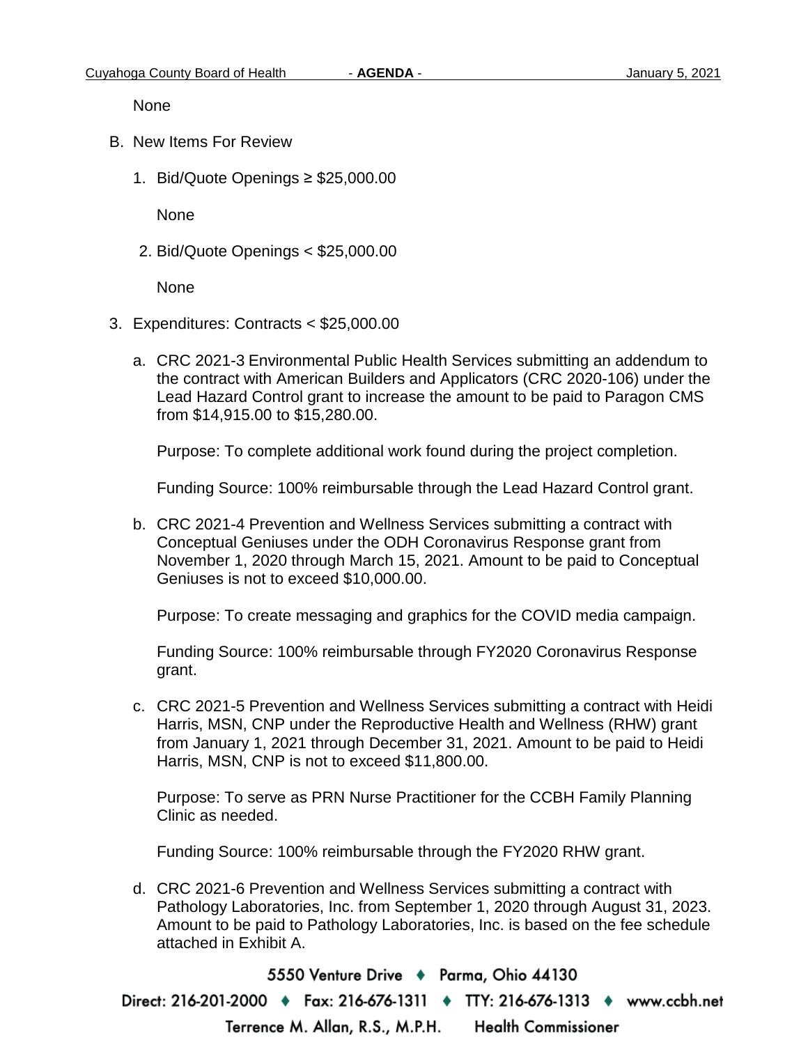None

B. New Items For Review

1. Bid/Quote Openings ≥ $25,000.00

   None

2. Bid/Quote Openings < $25,000.00

   None

3. Expenditures: Contracts < $25,000.00

   a. CRC 2021-3 Environmental Public Health Services submitting an addendum to the contract with American Builders and Applicators (CRC 2020-106) under the Lead Hazard Control grant to increase the amount to be paid to Paragon CMS from $14,915.00 to $15,280.00.

      Purpose: To complete additional work found during the project completion.

      Funding Source: 100% reimbursable through the Lead Hazard Control grant.

   b. CRC 2021-4 Prevention and Wellness Services submitting a contract with Conceptual Geniuses under the ODH Coronavirus Response grant from November 1, 2020 through March 15, 2021. Amount to be paid to Conceptual Geniuses is not to exceed $10,000.00.

      Purpose: To create messaging and graphics for the COVID media campaign.

      Funding Source: 100% reimbursable through FY2020 Coronavirus Response grant.

   c. CRC 2021-5 Prevention and Wellness Services submitting a contract with Heidi Harris, MSN, CNP under the Reproductive Health and Wellness (RHW) grant from January 1, 2021 through December 31, 2021. Amount to be paid to Heidi Harris, MSN, CNP is not to exceed $11,800.00.

      Purpose: To serve as PRN Nurse Practitioner for the CCBH Family Planning Clinic as needed.

      Funding Source: 100% reimbursable through the FY2020 RHW grant.

   d. CRC 2021-6 Prevention and Wellness Services submitting a contract with Pathology Laboratories, Inc. from September 1, 2020 through August 31, 2023. Amount to be paid to Pathology Laboratories, Inc. is based on the fee schedule attached in Exhibit A.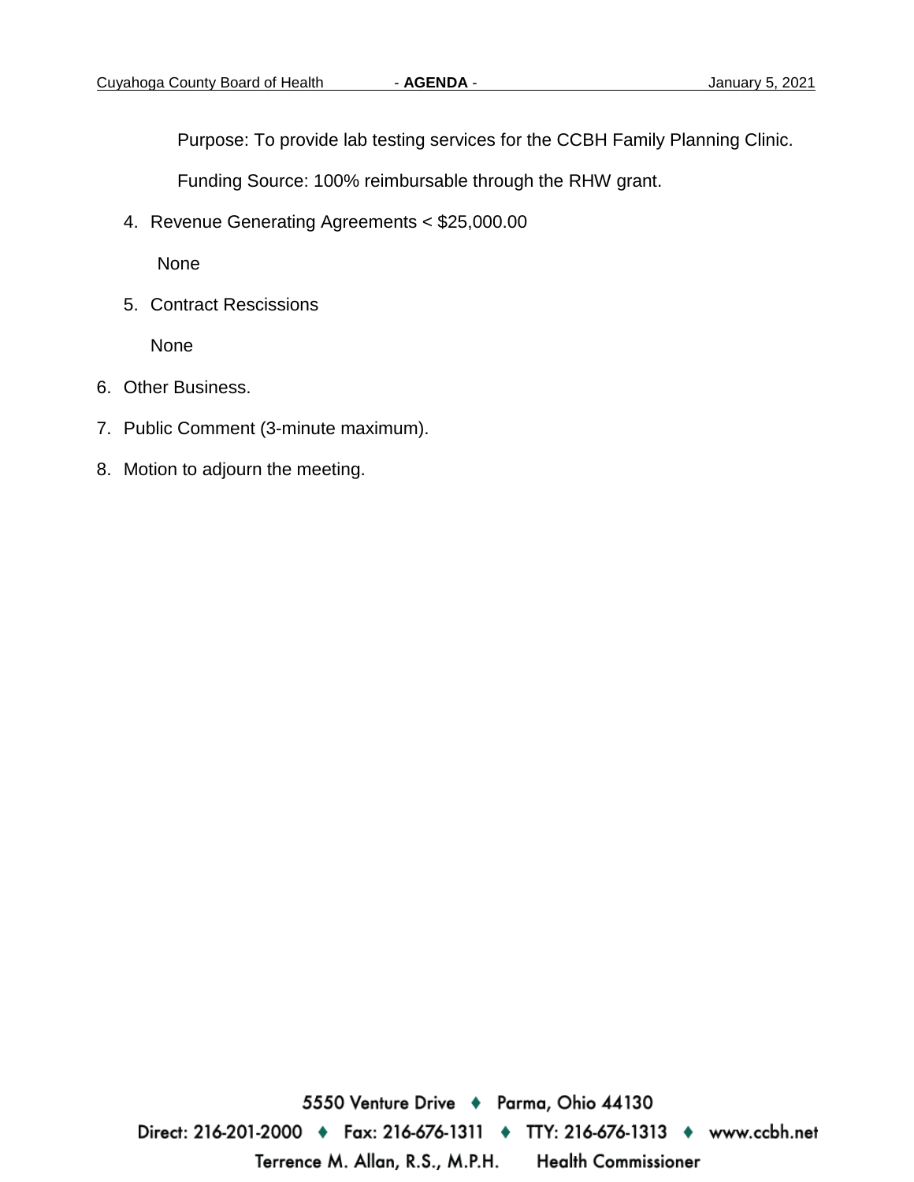Purpose: To provide lab testing services for the CCBH Family Planning Clinic.

Funding Source: 100% reimbursable through the RHW grant.

4. Revenue Generating Agreements < $25,000.00

   None

5. Contract Rescissions

   None

6. Other Business.
7. Public Comment (3-minute maximum).
8. Motion to adjourn the meeting.